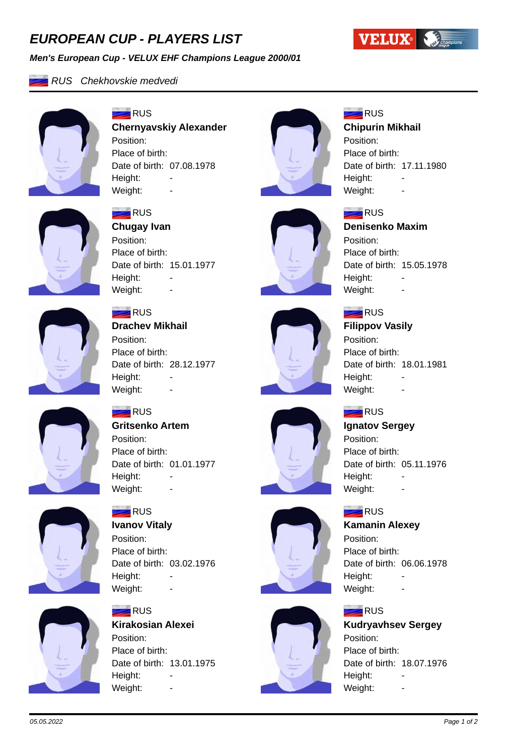# EUROPEAN CUP - PLAYERS LIST

***Men's European Cup - VELUX EHF Champions League 2000/01***

*RUS   Chekhovskie medvedi*

---

RUS
**Chernyavskiy Alexander**
Position:
Place of birth:
Date of birth: 07.08.1978
Height: -
Weight: -

RUS
**Chipurin Mikhail**
Position:
Place of birth:
Date of birth: 17.11.1980
Height: -
Weight: -

RUS
**Chugay Ivan**
Position:
Place of birth:
Date of birth: 15.01.1977
Height: -
Weight: -

RUS
**Denisenko Maxim**
Position:
Place of birth:
Date of birth: 15.05.1978
Height: -
Weight: -

RUS
**Drachev Mikhail**
Position:
Place of birth:
Date of birth: 28.12.1977
Height: -
Weight: -

RUS
**Filippov Vasily**
Position:
Place of birth:
Date of birth: 18.01.1981
Height: -
Weight: -

RUS
**Gritsenko Artem**
Position:
Place of birth:
Date of birth: 01.01.1977
Height: -
Weight: -

RUS
**Ignatov Sergey**
Position:
Place of birth:
Date of birth: 05.11.1976
Height: -
Weight: -

RUS
**Ivanov Vitaly**
Position:
Place of birth:
Date of birth: 03.02.1976
Height: -
Weight: -

RUS
**Kamanin Alexey**
Position:
Place of birth:
Date of birth: 06.06.1978
Height: -
Weight: -

RUS
**Kirakosian Alexei**
Position:
Place of birth:
Date of birth: 13.01.1975
Height: -
Weight: -

RUS
**Kudryavhsev Sergey**
Position:
Place of birth:
Date of birth: 18.07.1976
Height: -
Weight: -

---

*05.05.2022*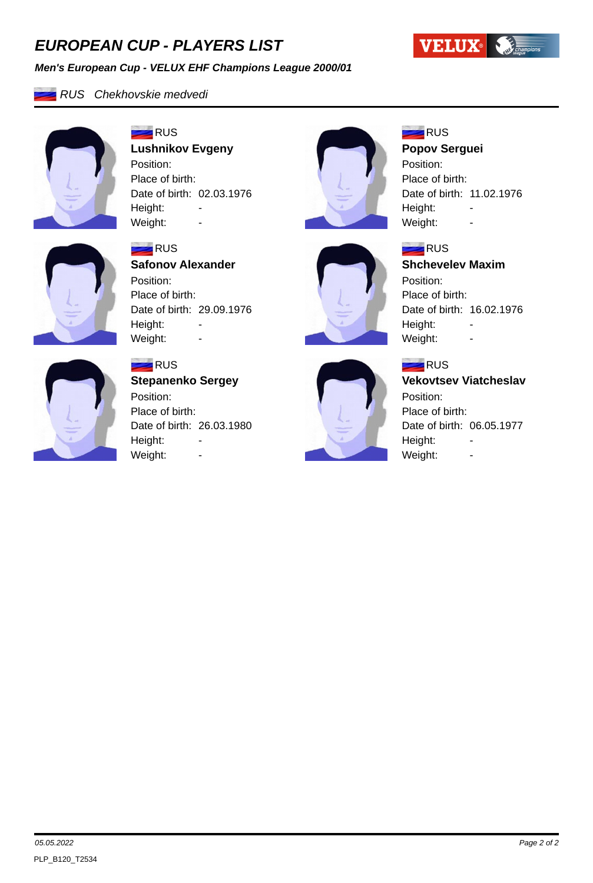# EUROPEAN CUP - PLAYERS LIST

***Men's European Cup - VELUX EHF Champions League 2000/01***

*RUS Chekhovskie medvedi*

RUS
**Lushnikov Evgeny**
Position:
Place of birth:
Date of birth: 02.03.1976
Height: -
Weight: -

RUS
**Popov Serguei**
Position:
Place of birth:
Date of birth: 11.02.1976
Height: -
Weight: -

RUS
**Safonov Alexander**
Position:
Place of birth:
Date of birth: 29.09.1976
Height: -
Weight: -

RUS
**Shchevelev Maxim**
Position:
Place of birth:
Date of birth: 16.02.1976
Height: -
Weight: -

RUS
**Stepanenko Sergey**
Position:
Place of birth:
Date of birth: 26.03.1980
Height: -
Weight: -

RUS
**Vekovtsev Viatcheslav**
Position:
Place of birth:
Date of birth: 06.05.1977
Height: -
Weight: -

*05.05.2022*

PLP_B120_T2534